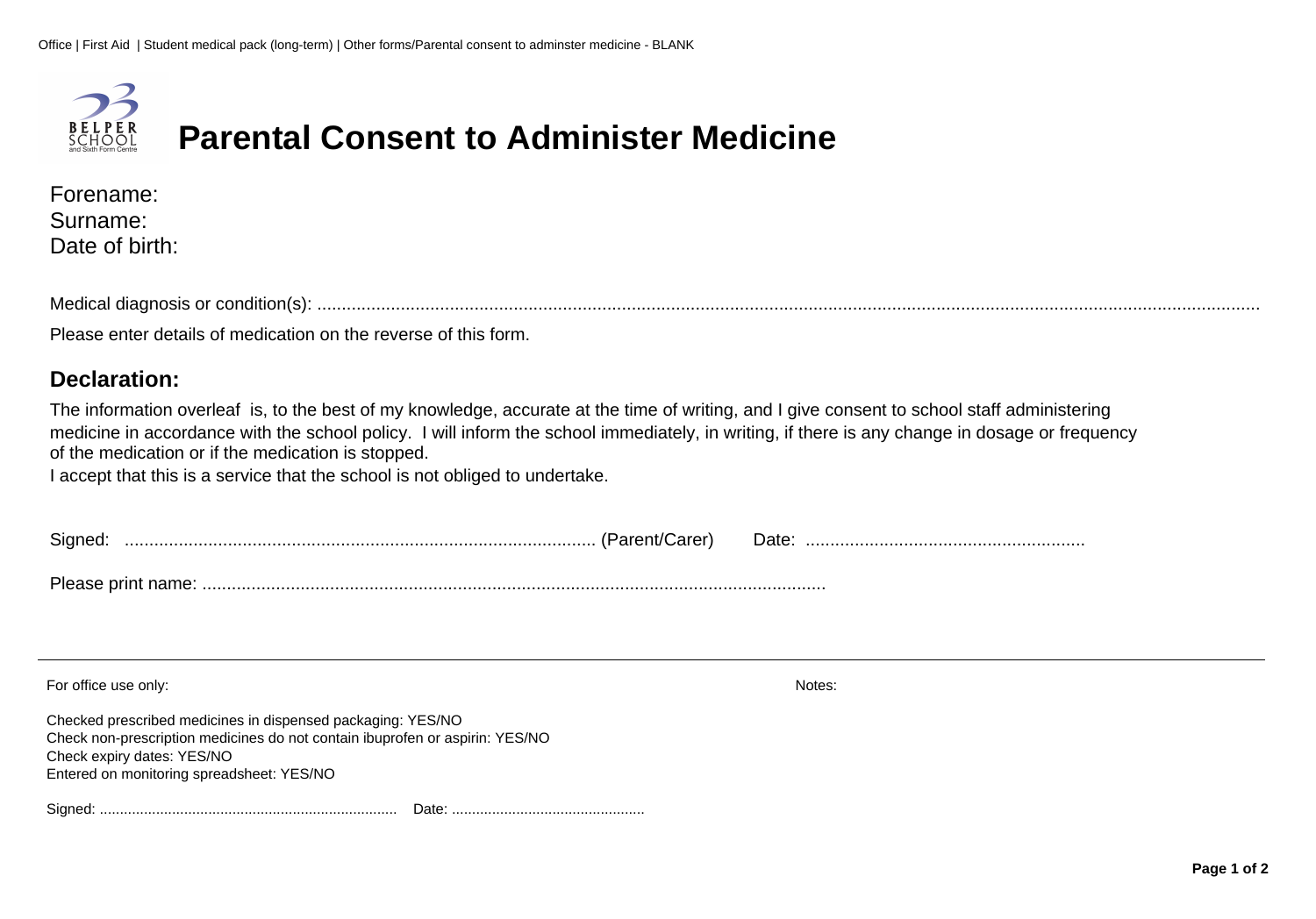# Parental Consent to Administer Medicine

Forename:
Surname:
Date of birth:

Medical diagnosis or condition(s): ...........................................................................................................................................................................................

Please enter details of medication on the reverse of this form.

## Declaration:

The information overleaf is, to the best of my knowledge, accurate at the time of writing, and I give consent to school staff administering medicine in accordance with the school policy. I will inform the school immediately, in writing, if there is any change in dosage or frequency of the medication or if the medication is stopped.

I accept that this is a service that the school is not obliged to undertake.

Signed: ................................................................................................ (Parent/Carer)    Date: .........................................................

Please print name: .................................................................................................................................

---

For office use only:

Notes:

Checked prescribed medicines in dispensed packaging: YES/NO
Check non-prescription medicines do not contain ibuprofen or aspirin: YES/NO
Check expiry dates: YES/NO
Entered on monitoring spreadsheet: YES/NO

Signed: .........................................................................    Date: ...............................................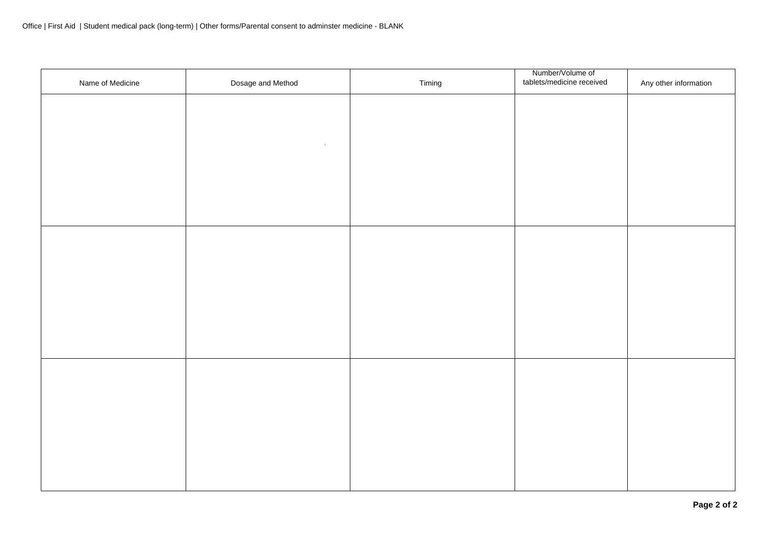| Name of Medicine | Dosage and Method | Timing | Number/Volume of tablets/medicine received | Any other information |
|---|---|---|---|---|
| | | | | |
| | | | | |
| | | | | |